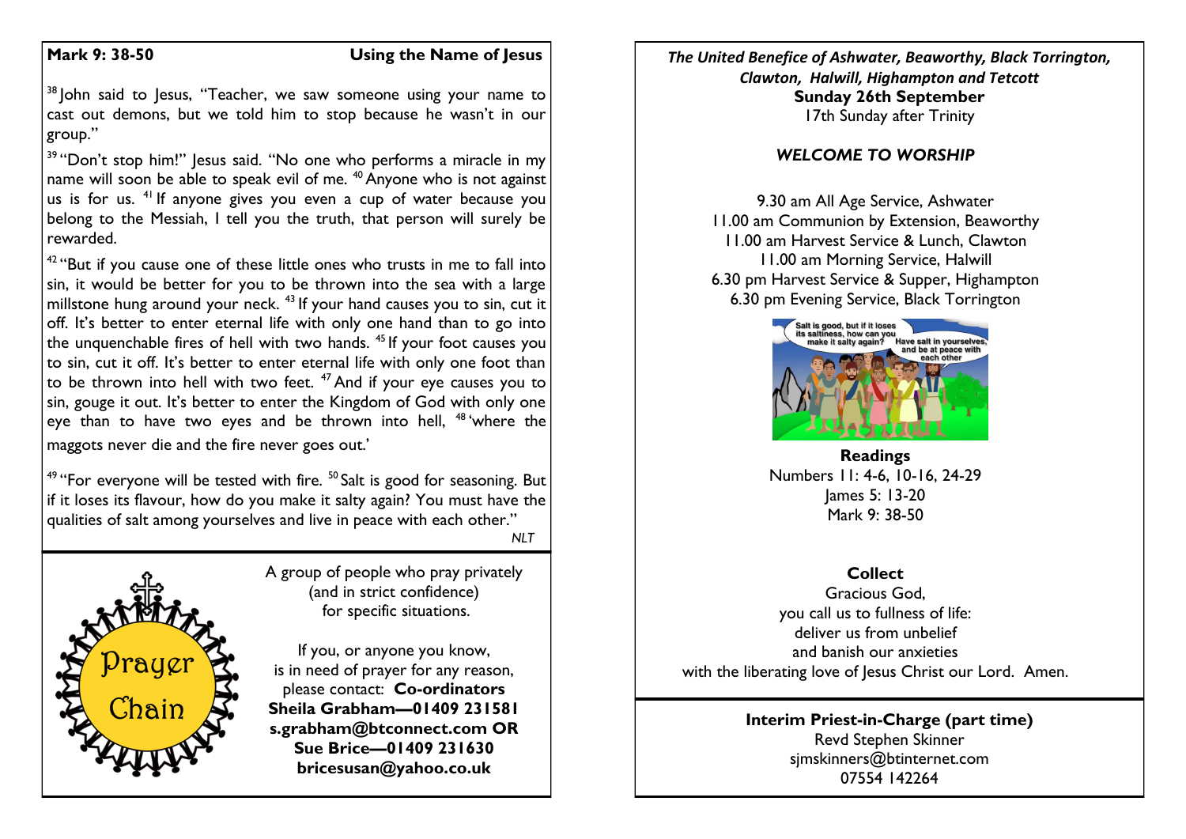**Mark 9: 38-50** **Using the Name of Jesus**

[38] John said to Jesus, "Teacher, we saw someone using your name to cast out demons, but we told him to stop because he wasn't in our group."

[39] "Don't stop him!" Jesus said. "No one who performs a miracle in my name will soon be able to speak evil of me. [40] Anyone who is not against us is for us. [41] If anyone gives you even a cup of water because you belong to the Messiah, I tell you the truth, that person will surely be rewarded.

[42] "But if you cause one of these little ones who trusts in me to fall into sin, it would be better for you to be thrown into the sea with a large millstone hung around your neck. [43] If your hand causes you to sin, cut it off. It's better to enter eternal life with only one hand than to go into the unquenchable fires of hell with two hands. [45] If your foot causes you to sin, cut it off. It's better to enter eternal life with only one foot than to be thrown into hell with two feet. [47] And if your eye causes you to sin, gouge it out. It's better to enter the Kingdom of God with only one eye than to have two eyes and be thrown into hell, [48] 'where the maggots never die and the fire never goes out.'

[49] "For everyone will be tested with fire. [50] Salt is good for seasoning. But if it loses its flavour, how do you make it salty again? You must have the qualities of salt among yourselves and live in peace with each other."

*NLT*

Prayer Chain

A group of people who pray privately (and in strict confidence) for specific situations.

If you, or anyone you know, is in need of prayer for any reason, please contact: **Co-ordinators**
**Sheila Grabham—01409 231581**
**s.grabham@btconnect.com OR**
**Sue Brice—01409 231630**
**bricesusan@yahoo.co.uk**

*The United Benefice of Ashwater, Beaworthy, Black Torrington, Clawton, Halwill, Highampton and Tetcott*

**Sunday 26th September**
17th Sunday after Trinity

## *WELCOME TO WORSHIP*

9.30 am All Age Service, Ashwater
11.00 am Communion by Extension, Beaworthy
11.00 am Harvest Service & Lunch, Clawton
11.00 am Morning Service, Halwill
6.30 pm Harvest Service & Supper, Highampton
6.30 pm Evening Service, Black Torrington

**Readings**
Numbers 11: 4-6, 10-16, 24-29
James 5: 13-20
Mark 9: 38-50

**Collect**
Gracious God,
you call us to fullness of life:
deliver us from unbelief
and banish our anxieties
with the liberating love of Jesus Christ our Lord. Amen.

**Interim Priest-in-Charge (part time)**
Revd Stephen Skinner
sjmskinners@btinternet.com
07554 142264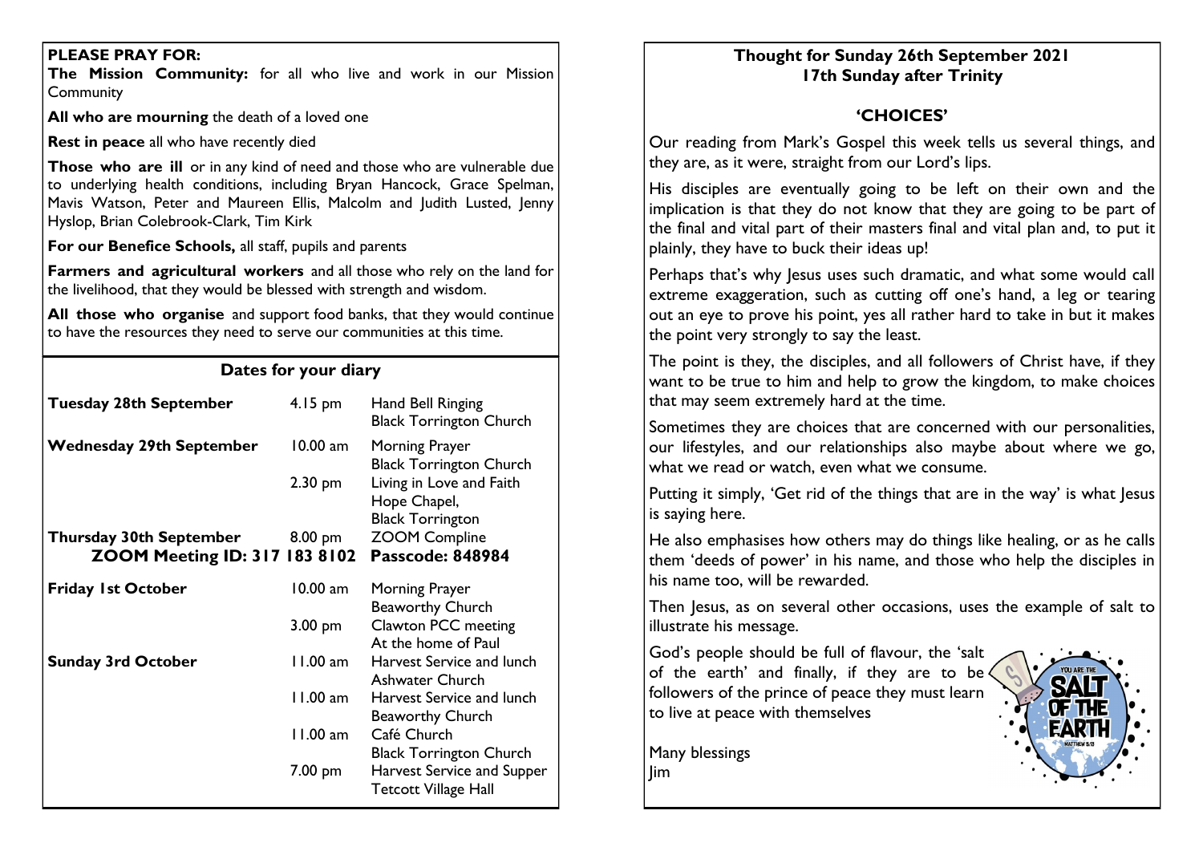**PLEASE PRAY FOR:**

**The Mission Community:** for all who live and work in our Mission Community

**All who are mourning** the death of a loved one

**Rest in peace** all who have recently died

**Those who are ill** or in any kind of need and those who are vulnerable due to underlying health conditions, including Bryan Hancock, Grace Spelman, Mavis Watson, Peter and Maureen Ellis, Malcolm and Judith Lusted, Jenny Hyslop, Brian Colebrook-Clark, Tim Kirk

**For our Benefice Schools,** all staff, pupils and parents

**Farmers and agricultural workers** and all those who rely on the land for the livelihood, that they would be blessed with strength and wisdom.

**All those who organise** and support food banks, that they would continue to have the resources they need to serve our communities at this time.

## Dates for your diary

| | | |
|---|---|---|
| **Tuesday 28th September** | 4.15 pm | Hand Bell Ringing Black Torrington Church |
| **Wednesday 29th September** | 10.00 am | Morning Prayer Black Torrington Church |
| | 2.30 pm | Living in Love and Faith Hope Chapel, Black Torrington |
| **Thursday 30th September** | 8.00 pm | ZOOM Compline |
| **ZOOM Meeting ID: 317 183 8102** | | **Passcode: 848984** |
| **Friday 1st October** | 10.00 am | Morning Prayer Beaworthy Church |
| | 3.00 pm | Clawton PCC meeting At the home of Paul |
| **Sunday 3rd October** | 11.00 am | Harvest Service and lunch Ashwater Church |
| | 11.00 am | Harvest Service and lunch Beaworthy Church |
| | 11.00 am | Café Church Black Torrington Church |
| | 7.00 pm | Harvest Service and Supper Tetcott Village Hall |

## Thought for Sunday 26th September 2021
## 17th Sunday after Trinity

### 'CHOICES'

Our reading from Mark's Gospel this week tells us several things, and they are, as it were, straight from our Lord's lips.

His disciples are eventually going to be left on their own and the implication is that they do not know that they are going to be part of the final and vital part of their masters final and vital plan and, to put it plainly, they have to buck their ideas up!

Perhaps that's why Jesus uses such dramatic, and what some would call extreme exaggeration, such as cutting off one's hand, a leg or tearing out an eye to prove his point, yes all rather hard to take in but it makes the point very strongly to say the least.

The point is they, the disciples, and all followers of Christ have, if they want to be true to him and help to grow the kingdom, to make choices that may seem extremely hard at the time.

Sometimes they are choices that are concerned with our personalities, our lifestyles, and our relationships also maybe about where we go, what we read or watch, even what we consume.

Putting it simply, 'Get rid of the things that are in the way' is what Jesus is saying here.

He also emphasises how others may do things like healing, or as he calls them 'deeds of power' in his name, and those who help the disciples in his name too, will be rewarded.

Then Jesus, as on several other occasions, uses the example of salt to illustrate his message.

God's people should be full of flavour, the 'salt of the earth' and finally, if they are to be followers of the prince of peace they must learn to live at peace with themselves

Many blessings
Jim